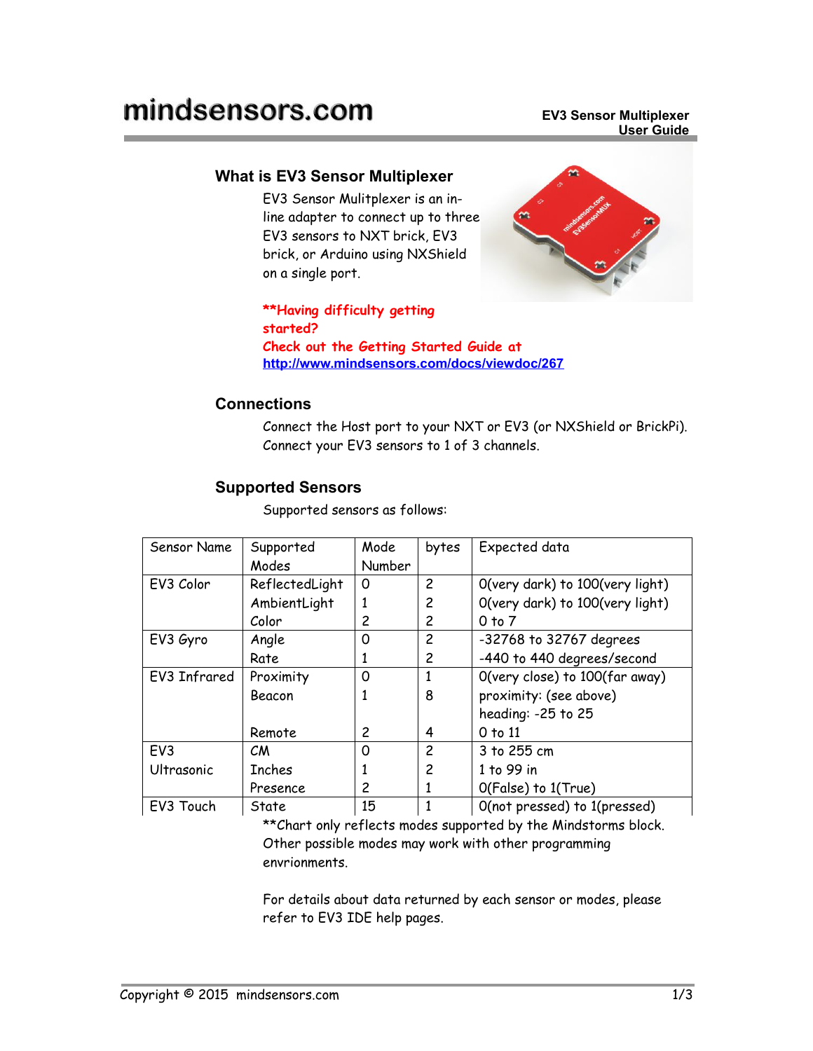# mindsensors.com

**EV3 Sensor Multiplexer User Guide**

## What is EV3 Sensor Multiplexer

EV3 Sensor Mulitplexer is an in-line adapter to connect up to three EV3 sensors to NXT brick, EV3 brick, or Arduino using NXShield on a single port.

****Having difficulty getting started?**
**Check out the Getting Started Guide at**
**http://www.mindsensors.com/docs/viewdoc/267**

## Connections

Connect the Host port to your NXT or EV3 (or NXShield or BrickPi). Connect your EV3 sensors to 1 of 3 channels.

## Supported Sensors

Supported sensors as follows:

| Sensor Name | Supported Modes | Mode Number | bytes | Expected data |
|---|---|---|---|---|
| EV3 Color | ReflectedLight | 0 | 2 | 0(very dark) to 100(very light) |
| | AmbientLight | 1 | 2 | 0(very dark) to 100(very light) |
| | Color | 2 | 2 | 0 to 7 |
| EV3 Gyro | Angle | 0 | 2 | -32768 to 32767 degrees |
| | Rate | 1 | 2 | -440 to 440 degrees/second |
| EV3 Infrared | Proximity | 0 | 1 | 0(very close) to 100(far away) |
| | Beacon | 1 | 8 | proximity: (see above) heading: -25 to 25 |
| | Remote | 2 | 4 | 0 to 11 |
| EV3 Ultrasonic | CM | 0 | 2 | 3 to 255 cm |
| | Inches | 1 | 2 | 1 to 99 in |
| | Presence | 2 | 1 | 0(False) to 1(True) |
| EV3 Touch | State | 15 | 1 | 0(not pressed) to 1(pressed) |

**Chart only reflects modes supported by the Mindstorms block. Other possible modes may work with other programming envrionments.

For details about data returned by each sensor or modes, please refer to EV3 IDE help pages.

Copyright © 2015 mindsensors.com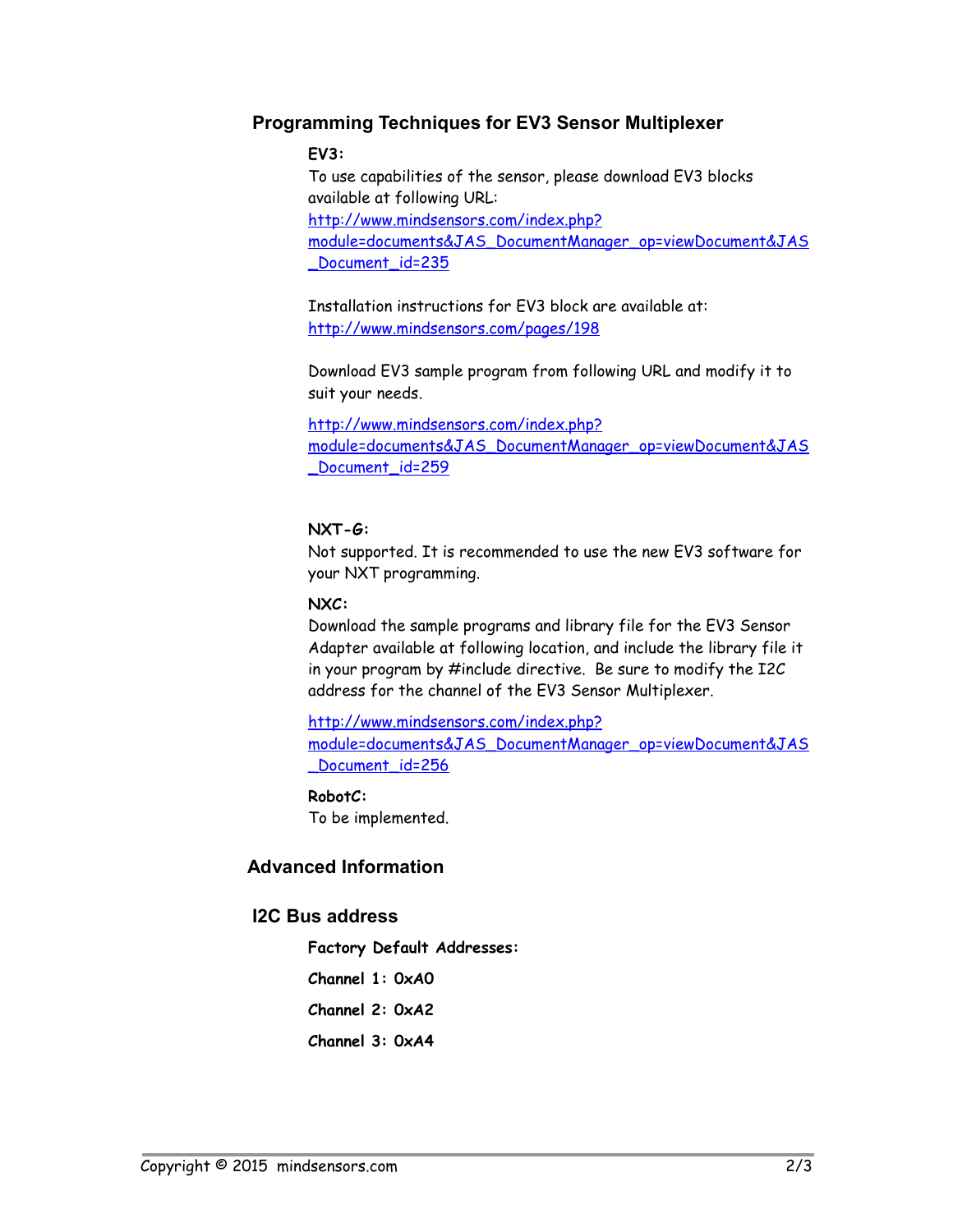## Programming Techniques for EV3 Sensor Multiplexer

**EV3:**

To use capabilities of the sensor, please download EV3 blocks available at following URL:
http://www.mindsensors.com/index.php?module=documents&JAS_DocumentManager_op=viewDocument&JAS_Document_id=235

Installation instructions for EV3 block are available at:
http://www.mindsensors.com/pages/198

Download EV3 sample program from following URL and modify it to suit your needs.

http://www.mindsensors.com/index.php?module=documents&JAS_DocumentManager_op=viewDocument&JAS_Document_id=259

**NXT-G:**

Not supported. It is recommended to use the new EV3 software for your NXT programming.

**NXC:**

Download the sample programs and library file for the EV3 Sensor Adapter available at following location, and include the library file it in your program by #include directive. Be sure to modify the I2C address for the channel of the EV3 Sensor Multiplexer.

http://www.mindsensors.com/index.php?module=documents&JAS_DocumentManager_op=viewDocument&JAS_Document_id=256

**RobotC:**

To be implemented.

## Advanced Information

## I2C Bus address

**Factory Default Addresses:**

**Channel 1: 0xA0**

**Channel 2: 0xA2**

**Channel 3: 0xA4**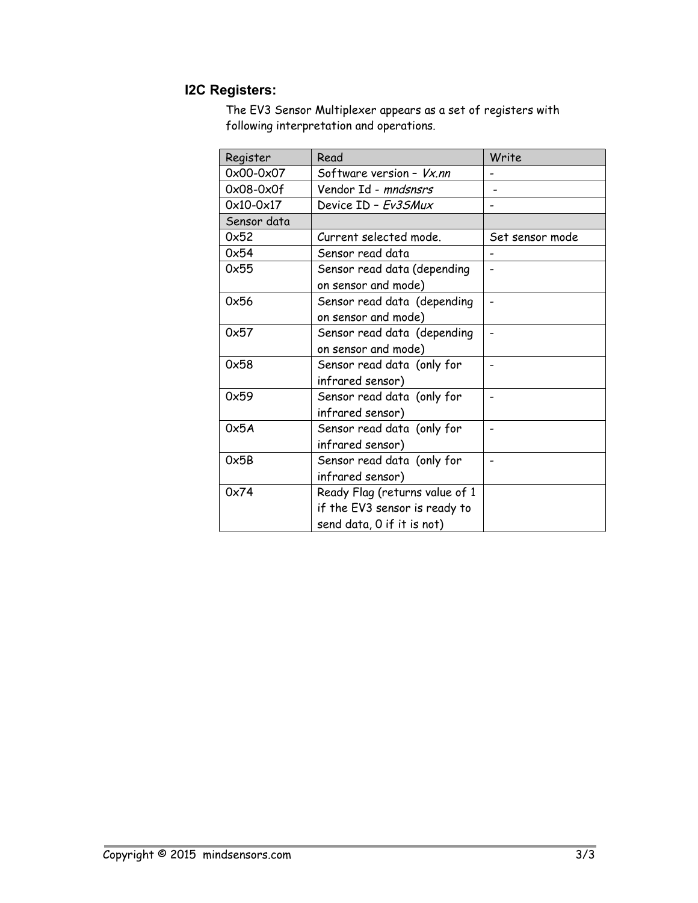## I2C Registers:

The EV3 Sensor Multiplexer appears as a set of registers with following interpretation and operations.

| Register | Read | Write |
|---|---|---|
| 0x00-0x07 | Software version – *Vx.nn* | - |
| 0x08-0x0f | Vendor Id - *mndsnsrs* | - |
| 0x10-0x17 | Device ID – *Ev3SMux* | - |
| Sensor data | | |
| 0x52 | Current selected mode. | Set sensor mode |
| 0x54 | Sensor read data | - |
| 0x55 | Sensor read data (depending on sensor and mode) | - |
| 0x56 | Sensor read data (depending on sensor and mode) | - |
| 0x57 | Sensor read data (depending on sensor and mode) | - |
| 0x58 | Sensor read data (only for infrared sensor) | - |
| 0x59 | Sensor read data (only for infrared sensor) | - |
| 0x5A | Sensor read data (only for infrared sensor) | - |
| 0x5B | Sensor read data (only for infrared sensor) | - |
| 0x74 | Ready Flag (returns value of 1 if the EV3 sensor is ready to send data, 0 if it is not) | |

Copyright © 2015 mindsensors.com